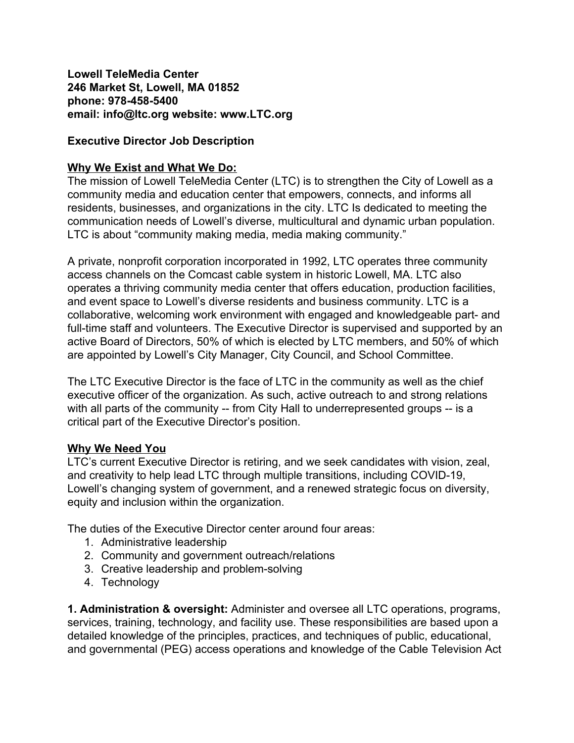**Lowell TeleMedia Center**
**246 Market St, Lowell, MA 01852**
**phone: 978-458-5400**
**email: info@ltc.org website: www.LTC.org**

## Executive Director Job Description

### Why We Exist and What We Do:

The mission of Lowell TeleMedia Center (LTC) is to strengthen the City of Lowell as a community media and education center that empowers, connects, and informs all residents, businesses, and organizations in the city. LTC Is dedicated to meeting the communication needs of Lowell's diverse, multicultural and dynamic urban population. LTC is about "community making media, media making community."

A private, nonprofit corporation incorporated in 1992, LTC operates three community access channels on the Comcast cable system in historic Lowell, MA. LTC also operates a thriving community media center that offers education, production facilities, and event space to Lowell's diverse residents and business community. LTC is a collaborative, welcoming work environment with engaged and knowledgeable part- and full-time staff and volunteers. The Executive Director is supervised and supported by an active Board of Directors, 50% of which is elected by LTC members, and 50% of which are appointed by Lowell's City Manager, City Council, and School Committee.

The LTC Executive Director is the face of LTC in the community as well as the chief executive officer of the organization. As such, active outreach to and strong relations with all parts of the community -- from City Hall to underrepresented groups -- is a critical part of the Executive Director's position.

### Why We Need You

LTC's current Executive Director is retiring, and we seek candidates with vision, zeal, and creativity to help lead LTC through multiple transitions, including COVID-19, Lowell's changing system of government, and a renewed strategic focus on diversity, equity and inclusion within the organization.

The duties of the Executive Director center around four areas:

1. Administrative leadership
2. Community and government outreach/relations
3. Creative leadership and problem-solving
4. Technology

**1. Administration & oversight:** Administer and oversee all LTC operations, programs, services, training, technology, and facility use. These responsibilities are based upon a detailed knowledge of the principles, practices, and techniques of public, educational, and governmental (PEG) access operations and knowledge of the Cable Television Act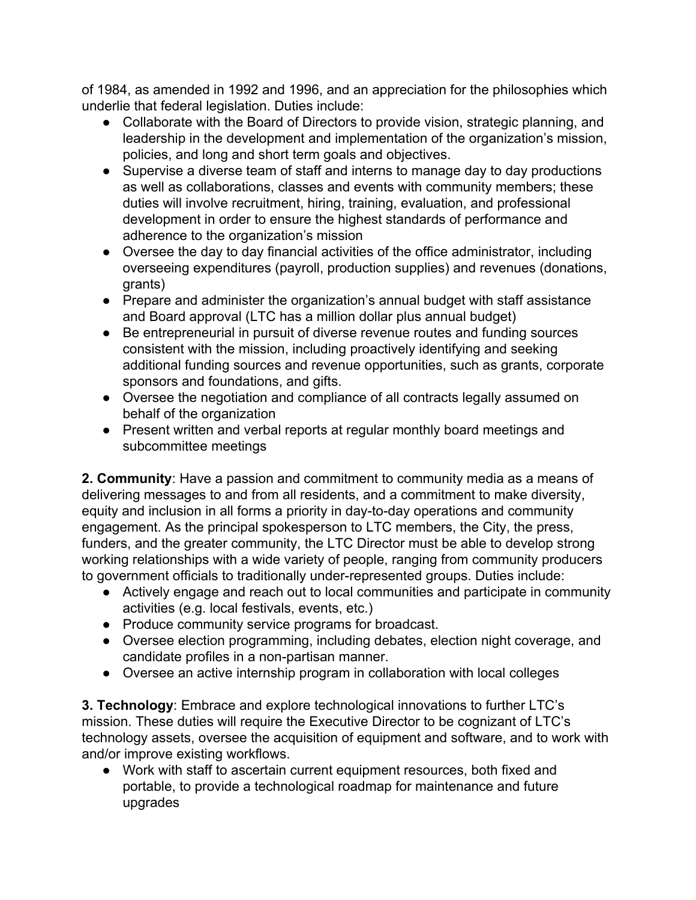of 1984, as amended in 1992 and 1996, and an appreciation for the philosophies which underlie that federal legislation. Duties include:

- Collaborate with the Board of Directors to provide vision, strategic planning, and leadership in the development and implementation of the organization's mission, policies, and long and short term goals and objectives.
- Supervise a diverse team of staff and interns to manage day to day productions as well as collaborations, classes and events with community members; these duties will involve recruitment, hiring, training, evaluation, and professional development in order to ensure the highest standards of performance and adherence to the organization's mission
- Oversee the day to day financial activities of the office administrator, including overseeing expenditures (payroll, production supplies) and revenues (donations, grants)
- Prepare and administer the organization's annual budget with staff assistance and Board approval (LTC has a million dollar plus annual budget)
- Be entrepreneurial in pursuit of diverse revenue routes and funding sources consistent with the mission, including proactively identifying and seeking additional funding sources and revenue opportunities, such as grants, corporate sponsors and foundations, and gifts.
- Oversee the negotiation and compliance of all contracts legally assumed on behalf of the organization
- Present written and verbal reports at regular monthly board meetings and subcommittee meetings

**2. Community**: Have a passion and commitment to community media as a means of delivering messages to and from all residents, and a commitment to make diversity, equity and inclusion in all forms a priority in day-to-day operations and community engagement. As the principal spokesperson to LTC members, the City, the press, funders, and the greater community, the LTC Director must be able to develop strong working relationships with a wide variety of people, ranging from community producers to government officials to traditionally under-represented groups. Duties include:

- Actively engage and reach out to local communities and participate in community activities (e.g. local festivals, events, etc.)
- Produce community service programs for broadcast.
- Oversee election programming, including debates, election night coverage, and candidate profiles in a non-partisan manner.
- Oversee an active internship program in collaboration with local colleges

**3. Technology**: Embrace and explore technological innovations to further LTC's mission. These duties will require the Executive Director to be cognizant of LTC's technology assets, oversee the acquisition of equipment and software, and to work with and/or improve existing workflows.

- Work with staff to ascertain current equipment resources, both fixed and portable, to provide a technological roadmap for maintenance and future upgrades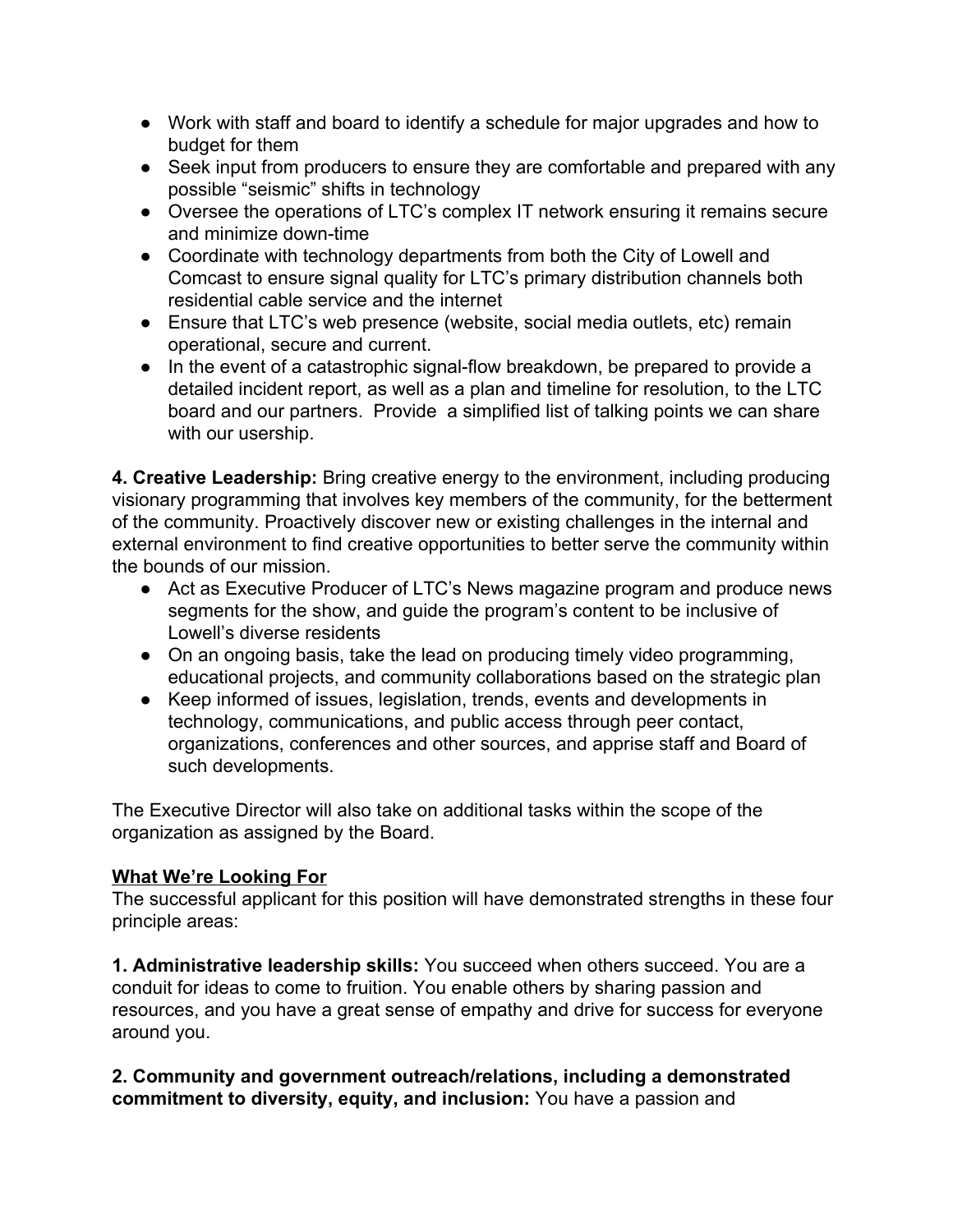- Work with staff and board to identify a schedule for major upgrades and how to budget for them
- Seek input from producers to ensure they are comfortable and prepared with any possible "seismic" shifts in technology
- Oversee the operations of LTC's complex IT network ensuring it remains secure and minimize down-time
- Coordinate with technology departments from both the City of Lowell and Comcast to ensure signal quality for LTC's primary distribution channels both residential cable service and the internet
- Ensure that LTC's web presence (website, social media outlets, etc) remain operational, secure and current.
- In the event of a catastrophic signal-flow breakdown, be prepared to provide a detailed incident report, as well as a plan and timeline for resolution, to the LTC board and our partners. Provide a simplified list of talking points we can share with our usership.

**4. Creative Leadership:** Bring creative energy to the environment, including producing visionary programming that involves key members of the community, for the betterment of the community. Proactively discover new or existing challenges in the internal and external environment to find creative opportunities to better serve the community within the bounds of our mission.

- Act as Executive Producer of LTC's News magazine program and produce news segments for the show, and guide the program's content to be inclusive of Lowell's diverse residents
- On an ongoing basis, take the lead on producing timely video programming, educational projects, and community collaborations based on the strategic plan
- Keep informed of issues, legislation, trends, events and developments in technology, communications, and public access through peer contact, organizations, conferences and other sources, and apprise staff and Board of such developments.

The Executive Director will also take on additional tasks within the scope of the organization as assigned by the Board.

**<u>What We're Looking For</u>**

The successful applicant for this position will have demonstrated strengths in these four principle areas:

**1. Administrative leadership skills:** You succeed when others succeed. You are a conduit for ideas to come to fruition. You enable others by sharing passion and resources, and you have a great sense of empathy and drive for success for everyone around you.

**2. Community and government outreach/relations, including a demonstrated commitment to diversity, equity, and inclusion:** You have a passion and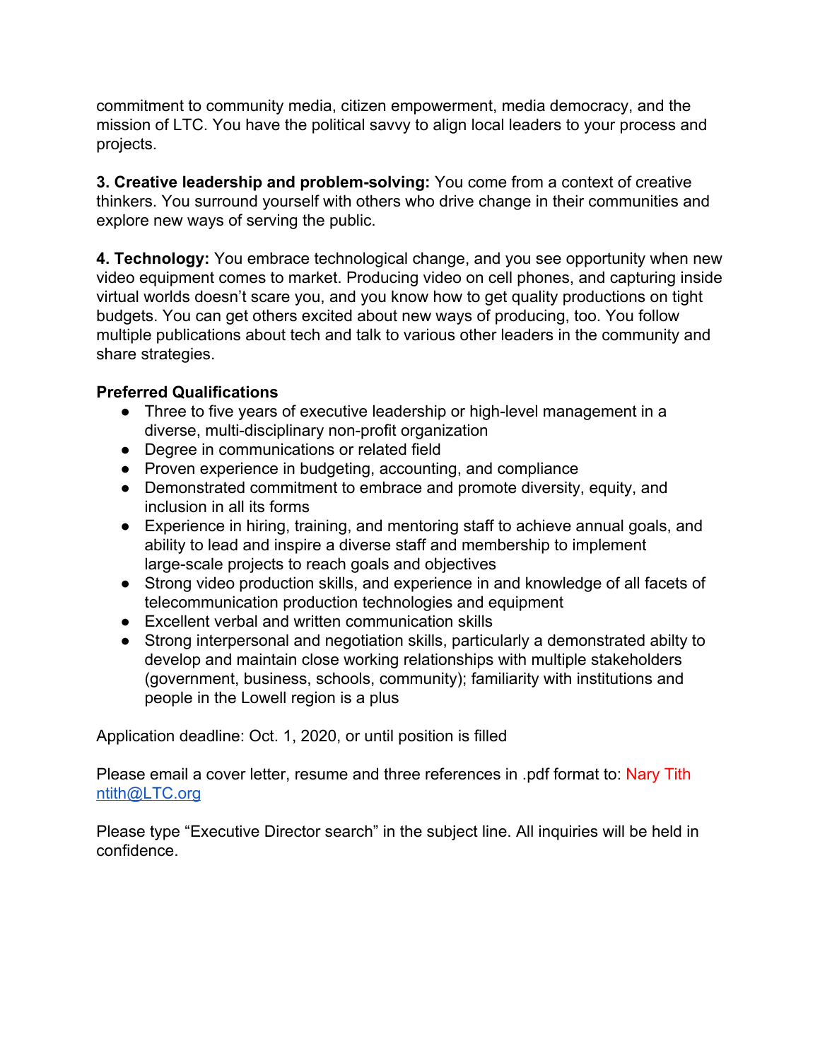commitment to community media, citizen empowerment, media democracy, and the mission of LTC. You have the political savvy to align local leaders to your process and projects.

**3. Creative leadership and problem-solving:** You come from a context of creative thinkers. You surround yourself with others who drive change in their communities and explore new ways of serving the public.

**4. Technology:** You embrace technological change, and you see opportunity when new video equipment comes to market. Producing video on cell phones, and capturing inside virtual worlds doesn't scare you, and you know how to get quality productions on tight budgets. You can get others excited about new ways of producing, too. You follow multiple publications about tech and talk to various other leaders in the community and share strategies.

**Preferred Qualifications**

- Three to five years of executive leadership or high-level management in a diverse, multi-disciplinary non-profit organization
- Degree in communications or related field
- Proven experience in budgeting, accounting, and compliance
- Demonstrated commitment to embrace and promote diversity, equity, and inclusion in all its forms
- Experience in hiring, training, and mentoring staff to achieve annual goals, and ability to lead and inspire a diverse staff and membership to implement large-scale projects to reach goals and objectives
- Strong video production skills, and experience in and knowledge of all facets of telecommunication production technologies and equipment
- Excellent verbal and written communication skills
- Strong interpersonal and negotiation skills, particularly a demonstrated abilty to develop and maintain close working relationships with multiple stakeholders (government, business, schools, community); familiarity with institutions and people in the Lowell region is a plus

Application deadline: Oct. 1, 2020, or until position is filled

Please email a cover letter, resume and three references in .pdf format to: Nary Tith ntith@LTC.org

Please type "Executive Director search" in the subject line. All inquiries will be held in confidence.